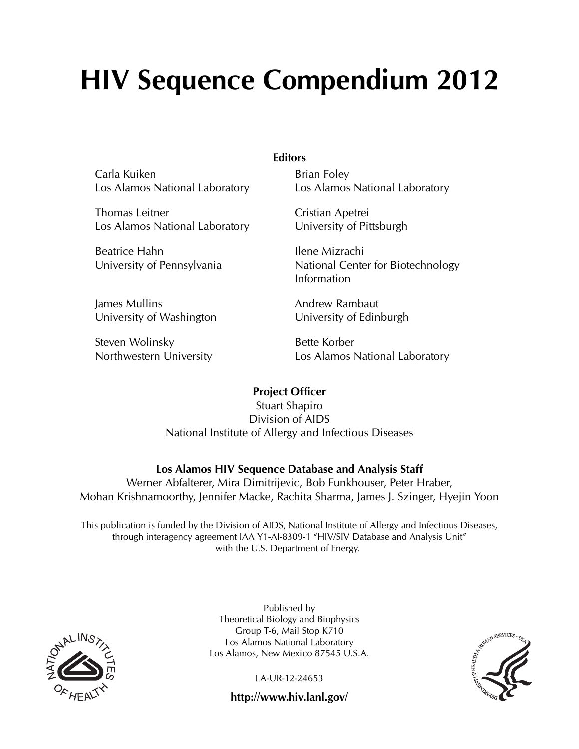# HIV Sequence Compendium 2012

**Editors**

Carla Kuiken
Los Alamos National Laboratory

Brian Foley
Los Alamos National Laboratory

Thomas Leitner
Los Alamos National Laboratory

Cristian Apetrei
University of Pittsburgh

Beatrice Hahn
University of Pennsylvania

Ilene Mizrachi
National Center for Biotechnology Information

James Mullins
University of Washington

Andrew Rambaut
University of Edinburgh

Steven Wolinsky
Northwestern University

Bette Korber
Los Alamos National Laboratory

**Project Officer**

Stuart Shapiro
Division of AIDS
National Institute of Allergy and Infectious Diseases

**Los Alamos HIV Sequence Database and Analysis Staff**

Werner Abfalterer, Mira Dimitrijevic, Bob Funkhouser, Peter Hraber, Mohan Krishnamoorthy, Jennifer Macke, Rachita Sharma, James J. Szinger, Hyejin Yoon

This publication is funded by the Division of AIDS, National Institute of Allergy and Infectious Diseases, through interagency agreement IAA Y1-AI-8309-1 "HIV/SIV Database and Analysis Unit" with the U.S. Department of Energy.

Published by
Theoretical Biology and Biophysics
Group T-6, Mail Stop K710
Los Alamos National Laboratory
Los Alamos, New Mexico 87545 U.S.A.

LA-UR-12-24653

**http://www.hiv.lanl.gov/**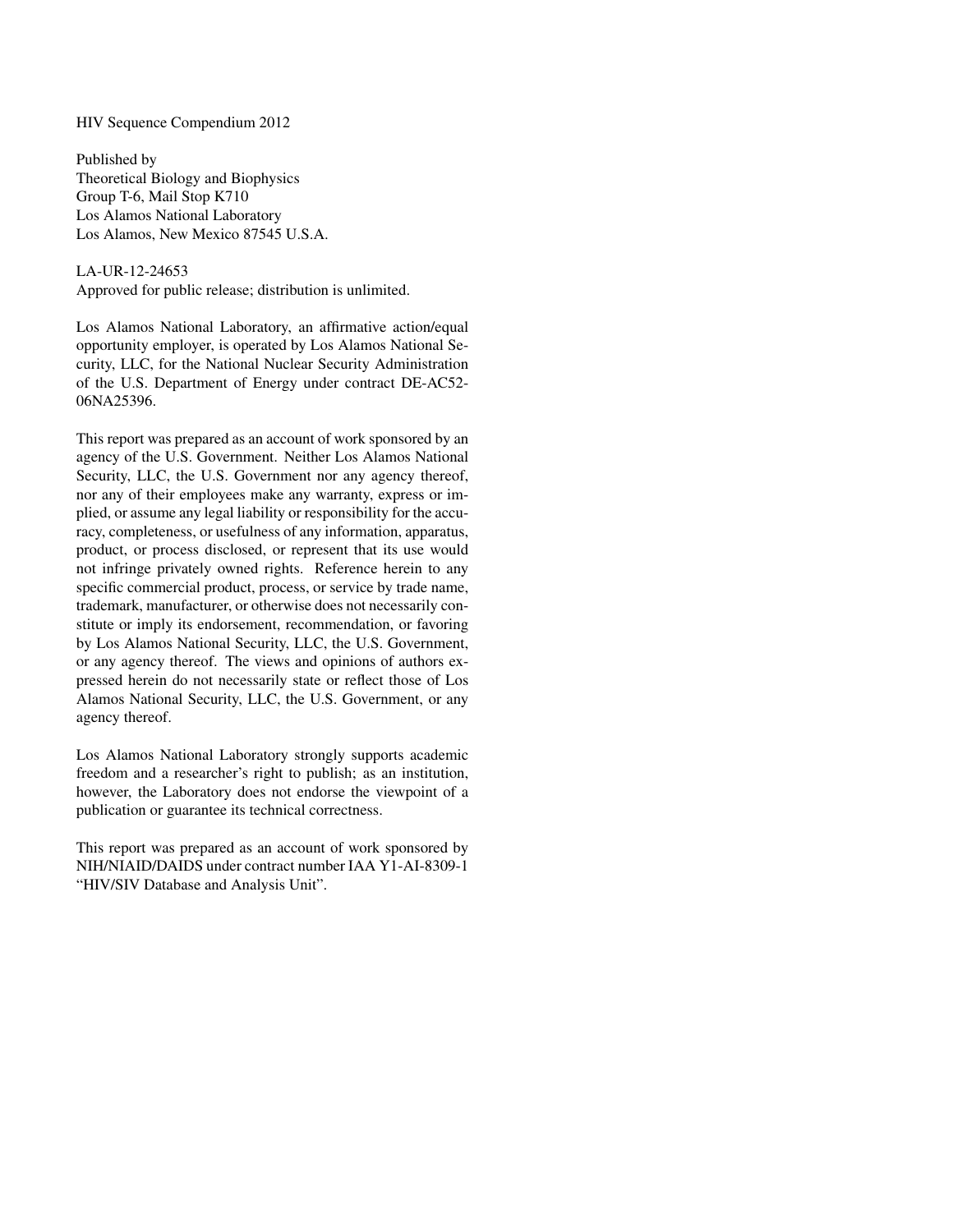HIV Sequence Compendium 2012

Published by
Theoretical Biology and Biophysics
Group T-6, Mail Stop K710
Los Alamos National Laboratory
Los Alamos, New Mexico 87545 U.S.A.

LA-UR-12-24653
Approved for public release; distribution is unlimited.

Los Alamos National Laboratory, an affirmative action/equal opportunity employer, is operated by Los Alamos National Security, LLC, for the National Nuclear Security Administration of the U.S. Department of Energy under contract DE-AC52-06NA25396.

This report was prepared as an account of work sponsored by an agency of the U.S. Government. Neither Los Alamos National Security, LLC, the U.S. Government nor any agency thereof, nor any of their employees make any warranty, express or implied, or assume any legal liability or responsibility for the accuracy, completeness, or usefulness of any information, apparatus, product, or process disclosed, or represent that its use would not infringe privately owned rights. Reference herein to any specific commercial product, process, or service by trade name, trademark, manufacturer, or otherwise does not necessarily constitute or imply its endorsement, recommendation, or favoring by Los Alamos National Security, LLC, the U.S. Government, or any agency thereof. The views and opinions of authors expressed herein do not necessarily state or reflect those of Los Alamos National Security, LLC, the U.S. Government, or any agency thereof.

Los Alamos National Laboratory strongly supports academic freedom and a researcher's right to publish; as an institution, however, the Laboratory does not endorse the viewpoint of a publication or guarantee its technical correctness.

This report was prepared as an account of work sponsored by NIH/NIAID/DAIDS under contract number IAA Y1-AI-8309-1 "HIV/SIV Database and Analysis Unit".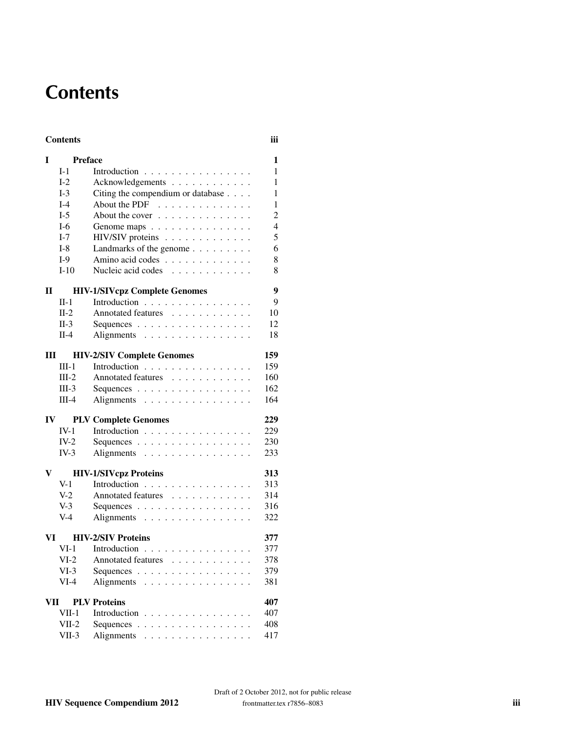# Contents

| | | |
|---|---|---|
| **Contents** | | **iii** |
| **I** | **Preface** | **1** |
| I-1 | Introduction | 1 |
| I-2 | Acknowledgements | 1 |
| I-3 | Citing the compendium or database | 1 |
| I-4 | About the PDF | 1 |
| I-5 | About the cover | 2 |
| I-6 | Genome maps | 4 |
| I-7 | HIV/SIV proteins | 5 |
| I-8 | Landmarks of the genome | 6 |
| I-9 | Amino acid codes | 8 |
| I-10 | Nucleic acid codes | 8 |
| **II** | **HIV-1/SIVcpz Complete Genomes** | **9** |
| II-1 | Introduction | 9 |
| II-2 | Annotated features | 10 |
| II-3 | Sequences | 12 |
| II-4 | Alignments | 18 |
| **III** | **HIV-2/SIV Complete Genomes** | **159** |
| III-1 | Introduction | 159 |
| III-2 | Annotated features | 160 |
| III-3 | Sequences | 162 |
| III-4 | Alignments | 164 |
| **IV** | **PLV Complete Genomes** | **229** |
| IV-1 | Introduction | 229 |
| IV-2 | Sequences | 230 |
| IV-3 | Alignments | 233 |
| **V** | **HIV-1/SIVcpz Proteins** | **313** |
| V-1 | Introduction | 313 |
| V-2 | Annotated features | 314 |
| V-3 | Sequences | 316 |
| V-4 | Alignments | 322 |
| **VI** | **HIV-2/SIV Proteins** | **377** |
| VI-1 | Introduction | 377 |
| VI-2 | Annotated features | 378 |
| VI-3 | Sequences | 379 |
| VI-4 | Alignments | 381 |
| **VII** | **PLV Proteins** | **407** |
| VII-1 | Introduction | 407 |
| VII-2 | Sequences | 408 |
| VII-3 | Alignments | 417 |

Draft of 2 October 2012, not for public release
frontmatter.tex r7856–8083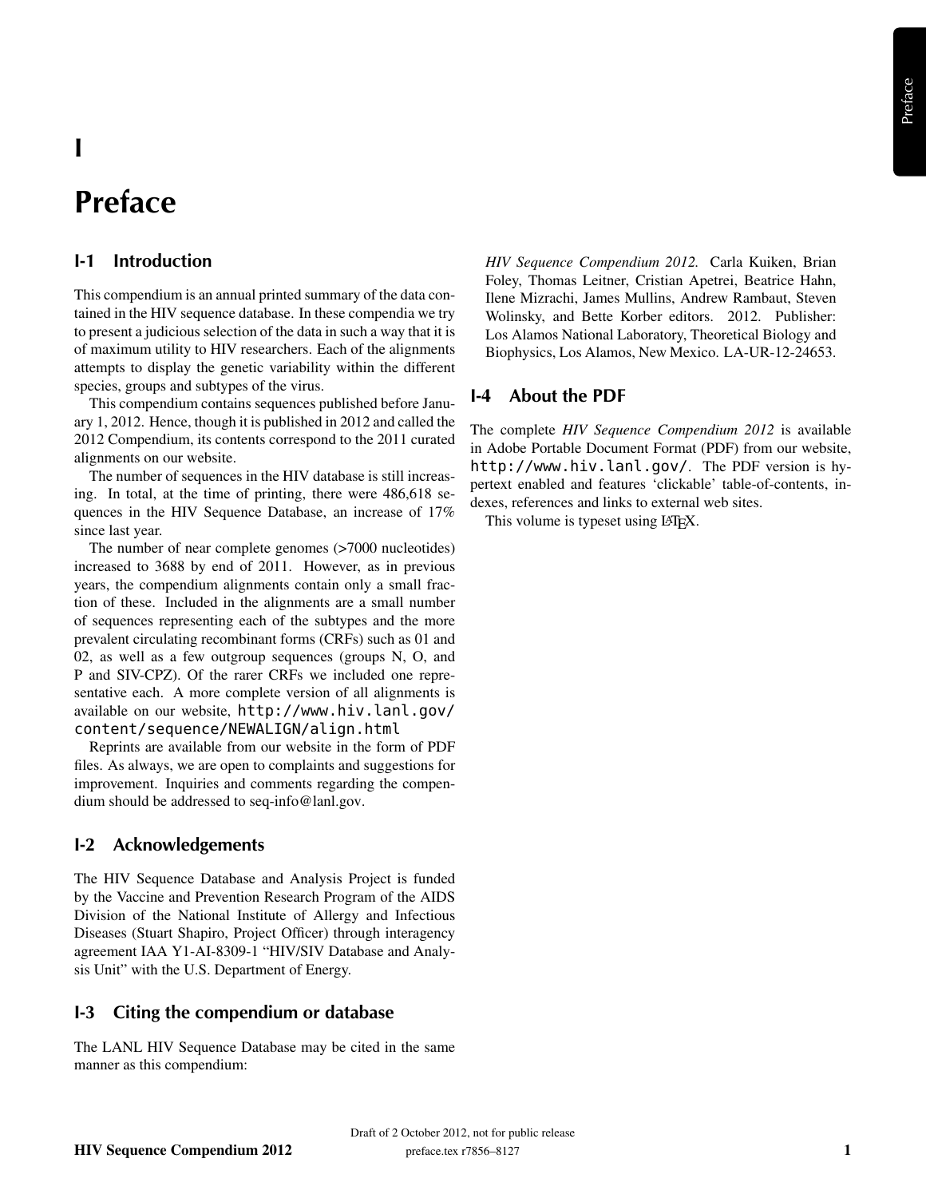# I

# Preface

## I-1 Introduction

This compendium is an annual printed summary of the data contained in the HIV sequence database. In these compendia we try to present a judicious selection of the data in such a way that it is of maximum utility to HIV researchers. Each of the alignments attempts to display the genetic variability within the different species, groups and subtypes of the virus.

This compendium contains sequences published before January 1, 2012. Hence, though it is published in 2012 and called the 2012 Compendium, its contents correspond to the 2011 curated alignments on our website.

The number of sequences in the HIV database is still increasing. In total, at the time of printing, there were 486,618 sequences in the HIV Sequence Database, an increase of 17% since last year.

The number of near complete genomes (>7000 nucleotides) increased to 3688 by end of 2011. However, as in previous years, the compendium alignments contain only a small fraction of these. Included in the alignments are a small number of sequences representing each of the subtypes and the more prevalent circulating recombinant forms (CRFs) such as 01 and 02, as well as a few outgroup sequences (groups N, O, and P and SIV-CPZ). Of the rarer CRFs we included one representative each. A more complete version of all alignments is available on our website, `http://www.hiv.lanl.gov/content/sequence/NEWALIGN/align.html`

Reprints are available from our website in the form of PDF files. As always, we are open to complaints and suggestions for improvement. Inquiries and comments regarding the compendium should be addressed to seq-info@lanl.gov.

## I-2 Acknowledgements

The HIV Sequence Database and Analysis Project is funded by the Vaccine and Prevention Research Program of the AIDS Division of the National Institute of Allergy and Infectious Diseases (Stuart Shapiro, Project Officer) through interagency agreement IAA Y1-AI-8309-1 "HIV/SIV Database and Analysis Unit" with the U.S. Department of Energy.

## I-3 Citing the compendium or database

The LANL HIV Sequence Database may be cited in the same manner as this compendium:

> *HIV Sequence Compendium 2012.* Carla Kuiken, Brian Foley, Thomas Leitner, Cristian Apetrei, Beatrice Hahn, Ilene Mizrachi, James Mullins, Andrew Rambaut, Steven Wolinsky, and Bette Korber editors. 2012. Publisher: Los Alamos National Laboratory, Theoretical Biology and Biophysics, Los Alamos, New Mexico. LA-UR-12-24653.

## I-4 About the PDF

The complete *HIV Sequence Compendium 2012* is available in Adobe Portable Document Format (PDF) from our website, `http://www.hiv.lanl.gov/`. The PDF version is hypertext enabled and features 'clickable' table-of-contents, indexes, references and links to external web sites.

This volume is typeset using LaTeX.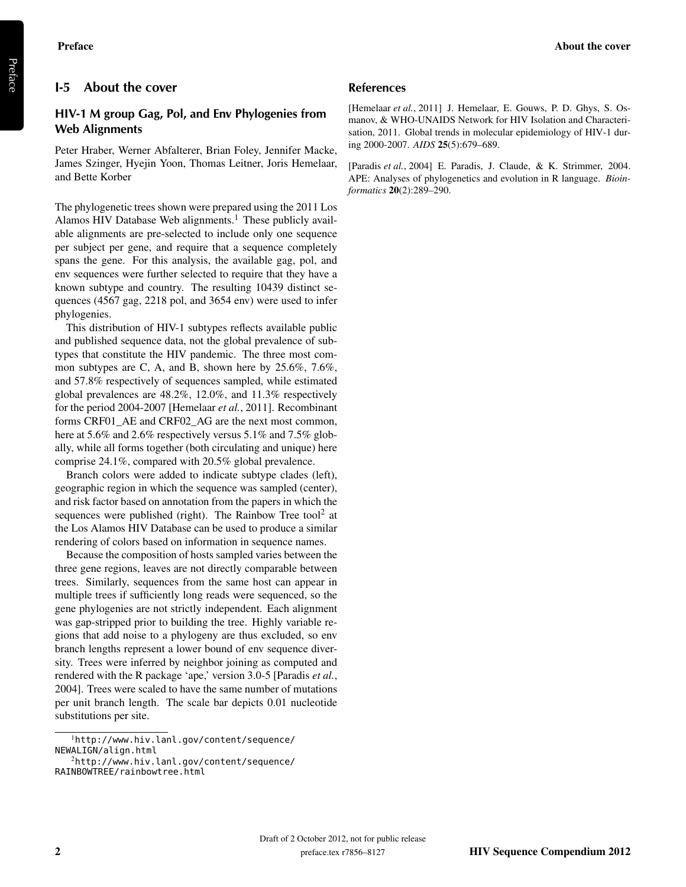## I-5 About the cover

### HIV-1 M group Gag, Pol, and Env Phylogenies from Web Alignments

Peter Hraber, Werner Abfalterer, Brian Foley, Jennifer Macke, James Szinger, Hyejin Yoon, Thomas Leitner, Joris Hemelaar, and Bette Korber

The phylogenetic trees shown were prepared using the 2011 Los Alamos HIV Database Web alignments.[1] These publicly available alignments are pre-selected to include only one sequence per subject per gene, and require that a sequence completely spans the gene. For this analysis, the available gag, pol, and env sequences were further selected to require that they have a known subtype and country. The resulting 10439 distinct sequences (4567 gag, 2218 pol, and 3654 env) were used to infer phylogenies.

This distribution of HIV-1 subtypes reflects available public and published sequence data, not the global prevalence of subtypes that constitute the HIV pandemic. The three most common subtypes are C, A, and B, shown here by 25.6%, 7.6%, and 57.8% respectively of sequences sampled, while estimated global prevalences are 48.2%, 12.0%, and 11.3% respectively for the period 2004-2007 [Hemelaar *et al.*, 2011]. Recombinant forms CRF01_AE and CRF02_AG are the next most common, here at 5.6% and 2.6% respectively versus 5.1% and 7.5% globally, while all forms together (both circulating and unique) here comprise 24.1%, compared with 20.5% global prevalence.

Branch colors were added to indicate subtype clades (left), geographic region in which the sequence was sampled (center), and risk factor based on annotation from the papers in which the sequences were published (right). The Rainbow Tree tool[2] at the Los Alamos HIV Database can be used to produce a similar rendering of colors based on information in sequence names.

Because the composition of hosts sampled varies between the three gene regions, leaves are not directly comparable between trees. Similarly, sequences from the same host can appear in multiple trees if sufficiently long reads were sequenced, so the gene phylogenies are not strictly independent. Each alignment was gap-stripped prior to building the tree. Highly variable regions that add noise to a phylogeny are thus excluded, so env branch lengths represent a lower bound of env sequence diversity. Trees were inferred by neighbor joining as computed and rendered with the R package 'ape,' version 3.0-5 [Paradis *et al.*, 2004]. Trees were scaled to have the same number of mutations per unit branch length. The scale bar depicts 0.01 nucleotide substitutions per site.

[1] `http://www.hiv.lanl.gov/content/sequence/NEWALIGN/align.html`

[2] `http://www.hiv.lanl.gov/content/sequence/RAINBOWTREE/rainbowtree.html`

### References

[Hemelaar *et al.*, 2011] J. Hemelaar, E. Gouws, P. D. Ghys, S. Osmanov, & WHO-UNAIDS Network for HIV Isolation and Characterisation, 2011. Global trends in molecular epidemiology of HIV-1 during 2000-2007. *AIDS* **25**(5):679–689.

[Paradis *et al.*, 2004] E. Paradis, J. Claude, & K. Strimmer, 2004. APE: Analyses of phylogenetics and evolution in R language. *Bioinformatics* **20**(2):289–290.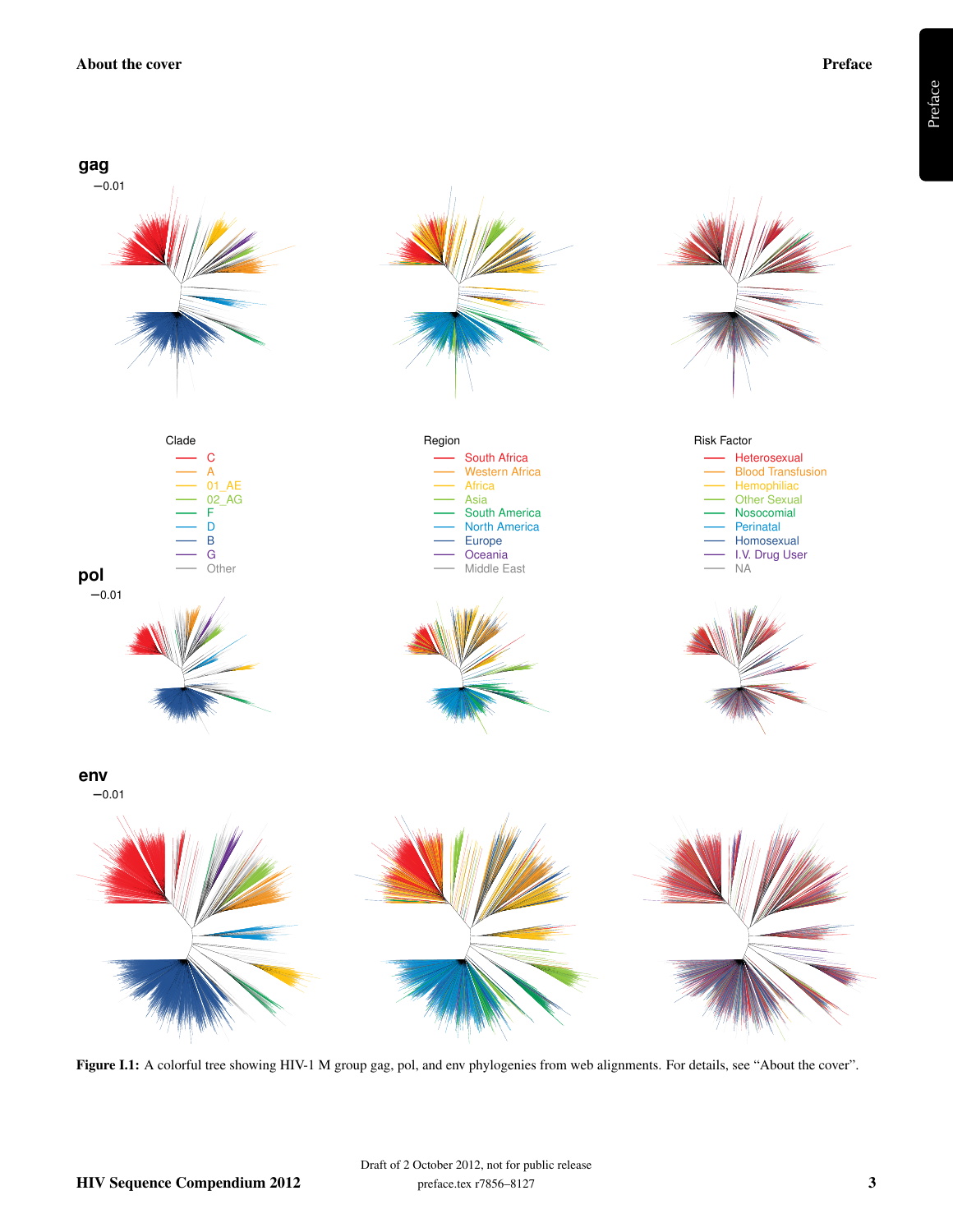**gag**

−0.01

Clade
- C
- A
- 01_AE
- 02_AG
- F
- D
- B
- G
- Other

Region
- South Africa
- Western Africa
- Africa
- Asia
- South America
- North America
- Europe
- Oceania
- Middle East

Risk Factor
- Heterosexual
- Blood Transfusion
- Hemophiliac
- Other Sexual
- Nosocomial
- Perinatal
- Homosexual
- I.V. Drug User
- NA

**pol**

−0.01

**env**

−0.01

**Figure I.1:** A colorful tree showing HIV-1 M group gag, pol, and env phylogenies from web alignments. For details, see "About the cover".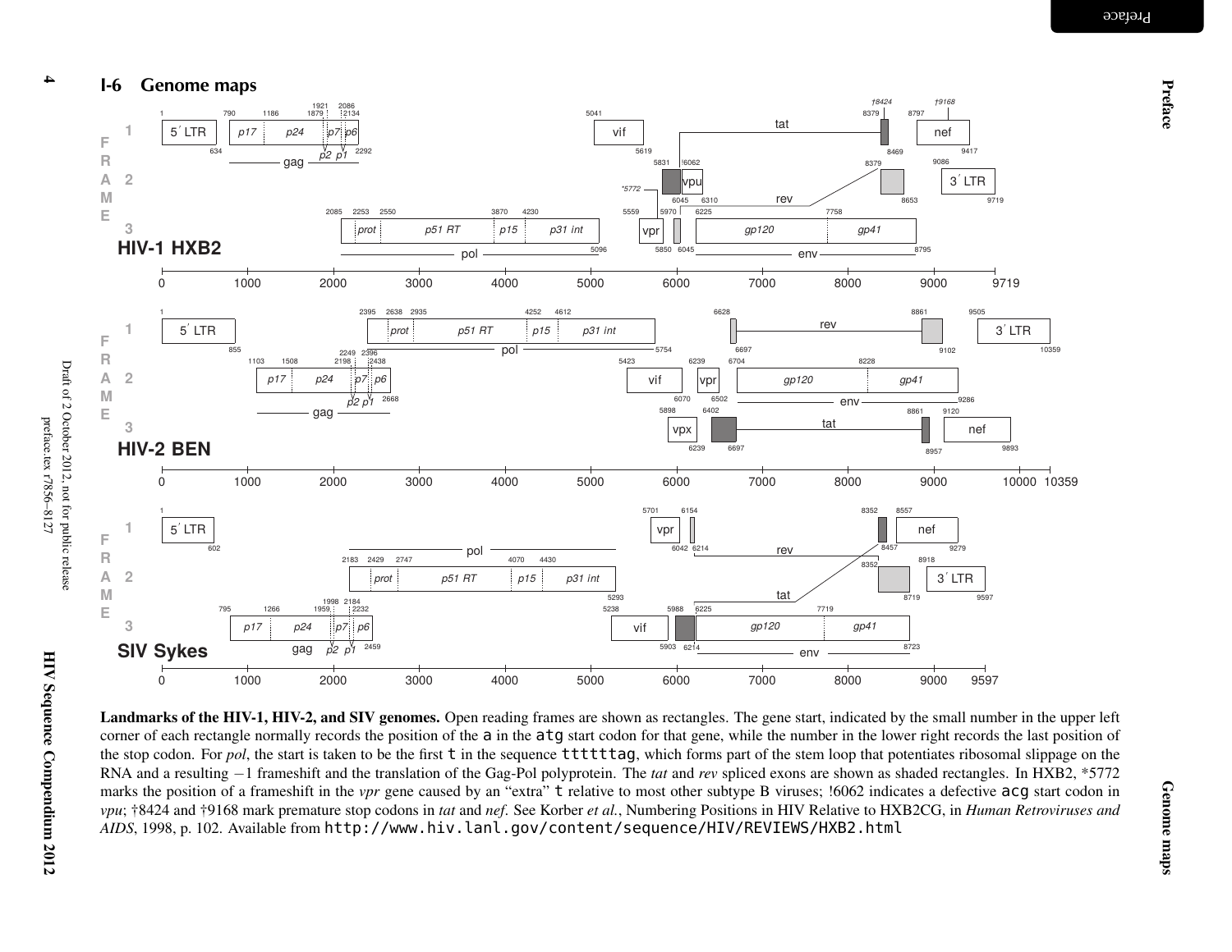## I-6 Genome maps

**Landmarks of the HIV-1, HIV-2, and SIV genomes.** Open reading frames are shown as rectangles. The gene start, indicated by the small number in the upper left corner of each rectangle normally records the position of the `a` in the `atg` start codon for that gene, while the number in the lower right records the last position of the stop codon. For *pol*, the start is taken to be the first `t` in the sequence `ttttttag`, which forms part of the stem loop that potentiates ribosomal slippage on the RNA and a resulting −1 frameshift and the translation of the Gag-Pol polyprotein. The *tat* and *rev* spliced exons are shown as shaded rectangles. In HXB2, *5772 marks the position of a frameshift in the *vpr* gene caused by an "extra" `t` relative to most other subtype B viruses; !6062 indicates a defective `acg` start codon in *vpu*; †8424 and †9168 mark premature stop codons in *tat* and *nef*. See Korber *et al.*, Numbering Positions in HIV Relative to HXB2CG, in *Human Retroviruses and AIDS*, 1998, p. 102. Available from `http://www.hiv.lanl.gov/content/sequence/HIV/REVIEWS/HXB2.html`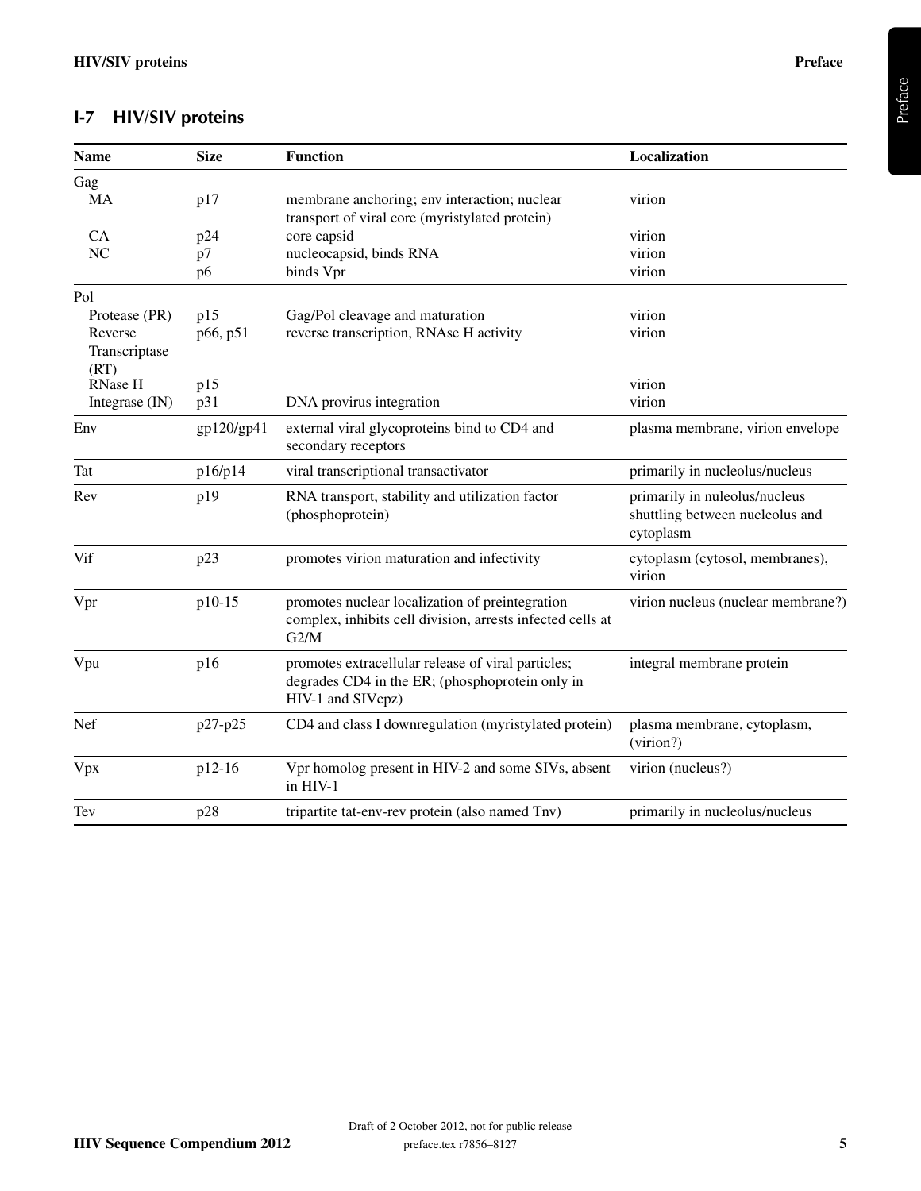## I-7 HIV/SIV proteins

| Name | Size | Function | Localization |
|---|---|---|---|
| Gag | | | |
| MA | p17 | membrane anchoring; env interaction; nuclear transport of viral core (myristylated protein) | virion |
| CA | p24 | core capsid | virion |
| NC | p7 | nucleocapsid, binds RNA | virion |
| | p6 | binds Vpr | virion |
| Pol | | | |
| Protease (PR) | p15 | Gag/Pol cleavage and maturation | virion |
| Reverse Transcriptase (RT) | p66, p51 | reverse transcription, RNAse H activity | virion |
| RNase H | p15 | | virion |
| Integrase (IN) | p31 | DNA provirus integration | virion |
| Env | gp120/gp41 | external viral glycoproteins bind to CD4 and secondary receptors | plasma membrane, virion envelope |
| Tat | p16/p14 | viral transcriptional transactivator | primarily in nucleolus/nucleus |
| Rev | p19 | RNA transport, stability and utilization factor (phosphoprotein) | primarily in nuleolus/nucleus shuttling between nucleolus and cytoplasm |
| Vif | p23 | promotes virion maturation and infectivity | cytoplasm (cytosol, membranes), virion |
| Vpr | p10-15 | promotes nuclear localization of preintegration complex, inhibits cell division, arrests infected cells at G2/M | virion nucleus (nuclear membrane?) |
| Vpu | p16 | promotes extracellular release of viral particles; degrades CD4 in the ER; (phosphoprotein only in HIV-1 and SIVcpz) | integral membrane protein |
| Nef | p27-p25 | CD4 and class I downregulation (myristylated protein) | plasma membrane, cytoplasm, (virion?) |
| Vpx | p12-16 | Vpr homolog present in HIV-2 and some SIVs, absent in HIV-1 | virion (nucleus?) |
| Tev | p28 | tripartite tat-env-rev protein (also named Tnv) | primarily in nucleolus/nucleus |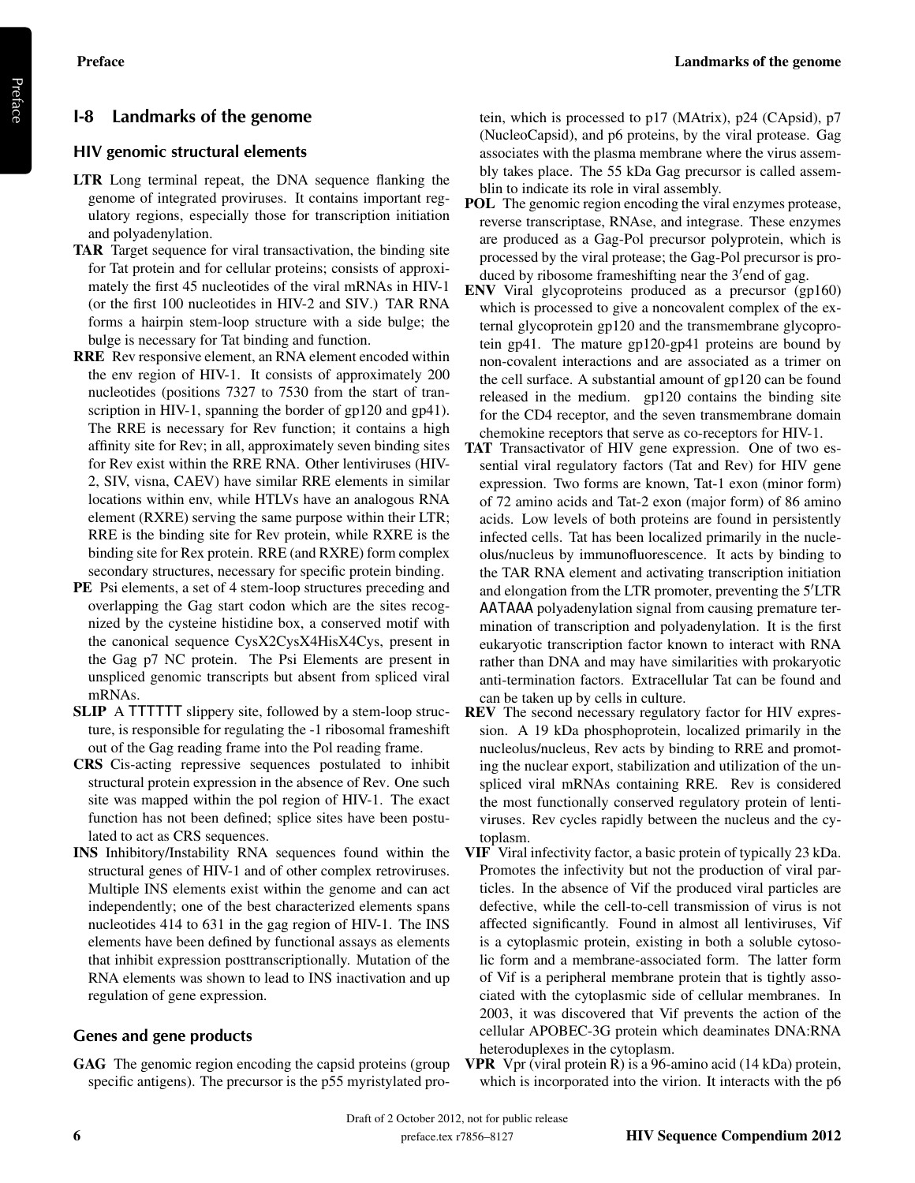## I-8 Landmarks of the genome

### HIV genomic structural elements

**LTR** Long terminal repeat, the DNA sequence flanking the genome of integrated proviruses. It contains important regulatory regions, especially those for transcription initiation and polyadenylation.

**TAR** Target sequence for viral transactivation, the binding site for Tat protein and for cellular proteins; consists of approximately the first 45 nucleotides of the viral mRNAs in HIV-1 (or the first 100 nucleotides in HIV-2 and SIV.) TAR RNA forms a hairpin stem-loop structure with a side bulge; the bulge is necessary for Tat binding and function.

**RRE** Rev responsive element, an RNA element encoded within the env region of HIV-1. It consists of approximately 200 nucleotides (positions 7327 to 7530 from the start of transcription in HIV-1, spanning the border of gp120 and gp41). The RRE is necessary for Rev function; it contains a high affinity site for Rev; in all, approximately seven binding sites for Rev exist within the RRE RNA. Other lentiviruses (HIV-2, SIV, visna, CAEV) have similar RRE elements in similar locations within env, while HTLVs have an analogous RNA element (RXRE) serving the same purpose within their LTR; RRE is the binding site for Rev protein, while RXRE is the binding site for Rex protein. RRE (and RXRE) form complex secondary structures, necessary for specific protein binding.

**PE** Psi elements, a set of 4 stem-loop structures preceding and overlapping the Gag start codon which are the sites recognized by the cysteine histidine box, a conserved motif with the canonical sequence CysX2CysX4HisX4Cys, present in the Gag p7 NC protein. The Psi Elements are present in unspliced genomic transcripts but absent from spliced viral mRNAs.

**SLIP** A TTTTTT slippery site, followed by a stem-loop structure, is responsible for regulating the -1 ribosomal frameshift out of the Gag reading frame into the Pol reading frame.

**CRS** Cis-acting repressive sequences postulated to inhibit structural protein expression in the absence of Rev. One such site was mapped within the pol region of HIV-1. The exact function has not been defined; splice sites have been postulated to act as CRS sequences.

**INS** Inhibitory/Instability RNA sequences found within the structural genes of HIV-1 and of other complex retroviruses. Multiple INS elements exist within the genome and can act independently; one of the best characterized elements spans nucleotides 414 to 631 in the gag region of HIV-1. The INS elements have been defined by functional assays as elements that inhibit expression posttranscriptionally. Mutation of the RNA elements was shown to lead to INS inactivation and up regulation of gene expression.

### Genes and gene products

**GAG** The genomic region encoding the capsid proteins (group specific antigens). The precursor is the p55 myristylated protein, which is processed to p17 (MAtrix), p24 (CApsid), p7 (NucleoCapsid), and p6 proteins, by the viral protease. Gag associates with the plasma membrane where the virus assembly takes place. The 55 kDa Gag precursor is called assemblin to indicate its role in viral assembly.

**POL** The genomic region encoding the viral enzymes protease, reverse transcriptase, RNAse, and integrase. These enzymes are produced as a Gag-Pol precursor polyprotein, which is processed by the viral protease; the Gag-Pol precursor is produced by ribosome frameshifting near the 3′end of gag.

**ENV** Viral glycoproteins produced as a precursor (gp160) which is processed to give a noncovalent complex of the external glycoprotein gp120 and the transmembrane glycoprotein gp41. The mature gp120-gp41 proteins are bound by non-covalent interactions and are associated as a trimer on the cell surface. A substantial amount of gp120 can be found released in the medium. gp120 contains the binding site for the CD4 receptor, and the seven transmembrane domain chemokine receptors that serve as co-receptors for HIV-1.

**TAT** Transactivator of HIV gene expression. One of two essential viral regulatory factors (Tat and Rev) for HIV gene expression. Two forms are known, Tat-1 exon (minor form) of 72 amino acids and Tat-2 exon (major form) of 86 amino acids. Low levels of both proteins are found in persistently infected cells. Tat has been localized primarily in the nucleolus/nucleus by immunofluorescence. It acts by binding to the TAR RNA element and activating transcription initiation and elongation from the LTR promoter, preventing the 5′LTR AATAAA polyadenylation signal from causing premature termination of transcription and polyadenylation. It is the first eukaryotic transcription factor known to interact with RNA rather than DNA and may have similarities with prokaryotic anti-termination factors. Extracellular Tat can be found and can be taken up by cells in culture.

**REV** The second necessary regulatory factor for HIV expression. A 19 kDa phosphoprotein, localized primarily in the nucleolus/nucleus, Rev acts by binding to RRE and promoting the nuclear export, stabilization and utilization of the unspliced viral mRNAs containing RRE. Rev is considered the most functionally conserved regulatory protein of lentiviruses. Rev cycles rapidly between the nucleus and the cytoplasm.

**VIF** Viral infectivity factor, a basic protein of typically 23 kDa. Promotes the infectivity but not the production of viral particles. In the absence of Vif the produced viral particles are defective, while the cell-to-cell transmission of virus is not affected significantly. Found in almost all lentiviruses, Vif is a cytoplasmic protein, existing in both a soluble cytosolic form and a membrane-associated form. The latter form of Vif is a peripheral membrane protein that is tightly associated with the cytoplasmic side of cellular membranes. In 2003, it was discovered that Vif prevents the action of the cellular APOBEC-3G protein which deaminates DNA:RNA heteroduplexes in the cytoplasm.

**VPR** Vpr (viral protein R) is a 96-amino acid (14 kDa) protein, which is incorporated into the virion. It interacts with the p6

Draft of 2 October 2012, not for public release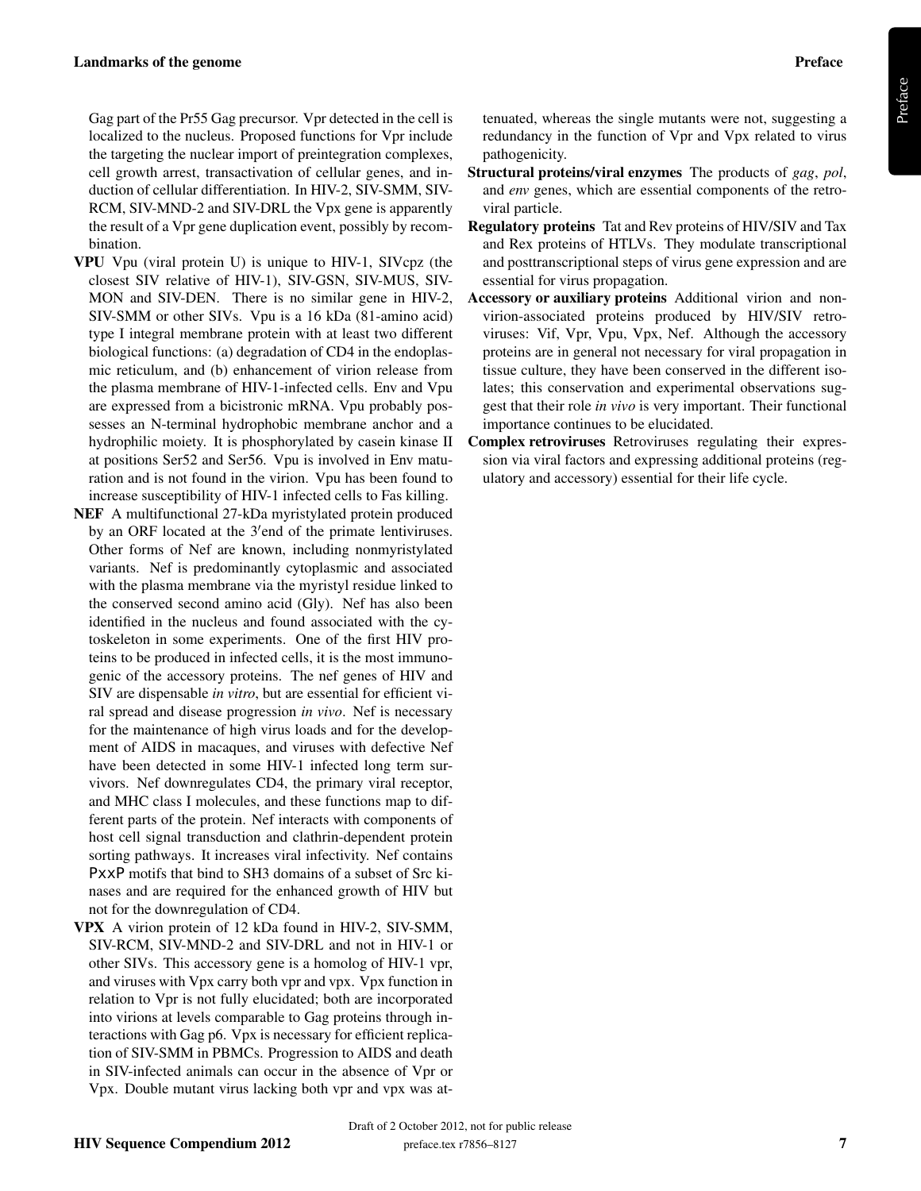Gag part of the Pr55 Gag precursor. Vpr detected in the cell is localized to the nucleus. Proposed functions for Vpr include the targeting the nuclear import of preintegration complexes, cell growth arrest, transactivation of cellular genes, and induction of cellular differentiation. In HIV-2, SIV-SMM, SIV-RCM, SIV-MND-2 and SIV-DRL the Vpx gene is apparently the result of a Vpr gene duplication event, possibly by recombination.

**VPU** Vpu (viral protein U) is unique to HIV-1, SIVcpz (the closest SIV relative of HIV-1), SIV-GSN, SIV-MUS, SIV-MON and SIV-DEN. There is no similar gene in HIV-2, SIV-SMM or other SIVs. Vpu is a 16 kDa (81-amino acid) type I integral membrane protein with at least two different biological functions: (a) degradation of CD4 in the endoplasmic reticulum, and (b) enhancement of virion release from the plasma membrane of HIV-1-infected cells. Env and Vpu are expressed from a bicistronic mRNA. Vpu probably possesses an N-terminal hydrophobic membrane anchor and a hydrophilic moiety. It is phosphorylated by casein kinase II at positions Ser52 and Ser56. Vpu is involved in Env maturation and is not found in the virion. Vpu has been found to increase susceptibility of HIV-1 infected cells to Fas killing.

**NEF** A multifunctional 27-kDa myristylated protein produced by an ORF located at the 3′end of the primate lentiviruses. Other forms of Nef are known, including nonmyristylated variants. Nef is predominantly cytoplasmic and associated with the plasma membrane via the myristyl residue linked to the conserved second amino acid (Gly). Nef has also been identified in the nucleus and found associated with the cytoskeleton in some experiments. One of the first HIV proteins to be produced in infected cells, it is the most immunogenic of the accessory proteins. The nef genes of HIV and SIV are dispensable *in vitro*, but are essential for efficient viral spread and disease progression *in vivo*. Nef is necessary for the maintenance of high virus loads and for the development of AIDS in macaques, and viruses with defective Nef have been detected in some HIV-1 infected long term survivors. Nef downregulates CD4, the primary viral receptor, and MHC class I molecules, and these functions map to different parts of the protein. Nef interacts with components of host cell signal transduction and clathrin-dependent protein sorting pathways. It increases viral infectivity. Nef contains PxxP motifs that bind to SH3 domains of a subset of Src kinases and are required for the enhanced growth of HIV but not for the downregulation of CD4.

**VPX** A virion protein of 12 kDa found in HIV-2, SIV-SMM, SIV-RCM, SIV-MND-2 and SIV-DRL and not in HIV-1 or other SIVs. This accessory gene is a homolog of HIV-1 vpr, and viruses with Vpx carry both vpr and vpx. Vpx function in relation to Vpr is not fully elucidated; both are incorporated into virions at levels comparable to Gag proteins through interactions with Gag p6. Vpx is necessary for efficient replication of SIV-SMM in PBMCs. Progression to AIDS and death in SIV-infected animals can occur in the absence of Vpr or Vpx. Double mutant virus lacking both vpr and vpx was attenuated, whereas the single mutants were not, suggesting a redundancy in the function of Vpr and Vpx related to virus pathogenicity.

**Structural proteins/viral enzymes** The products of *gag*, *pol*, and *env* genes, which are essential components of the retroviral particle.

**Regulatory proteins** Tat and Rev proteins of HIV/SIV and Tax and Rex proteins of HTLVs. They modulate transcriptional and posttranscriptional steps of virus gene expression and are essential for virus propagation.

**Accessory or auxiliary proteins** Additional virion and non-virion-associated proteins produced by HIV/SIV retroviruses: Vif, Vpr, Vpu, Vpx, Nef. Although the accessory proteins are in general not necessary for viral propagation in tissue culture, they have been conserved in the different isolates; this conservation and experimental observations suggest that their role *in vivo* is very important. Their functional importance continues to be elucidated.

**Complex retroviruses** Retroviruses regulating their expression via viral factors and expressing additional proteins (regulatory and accessory) essential for their life cycle.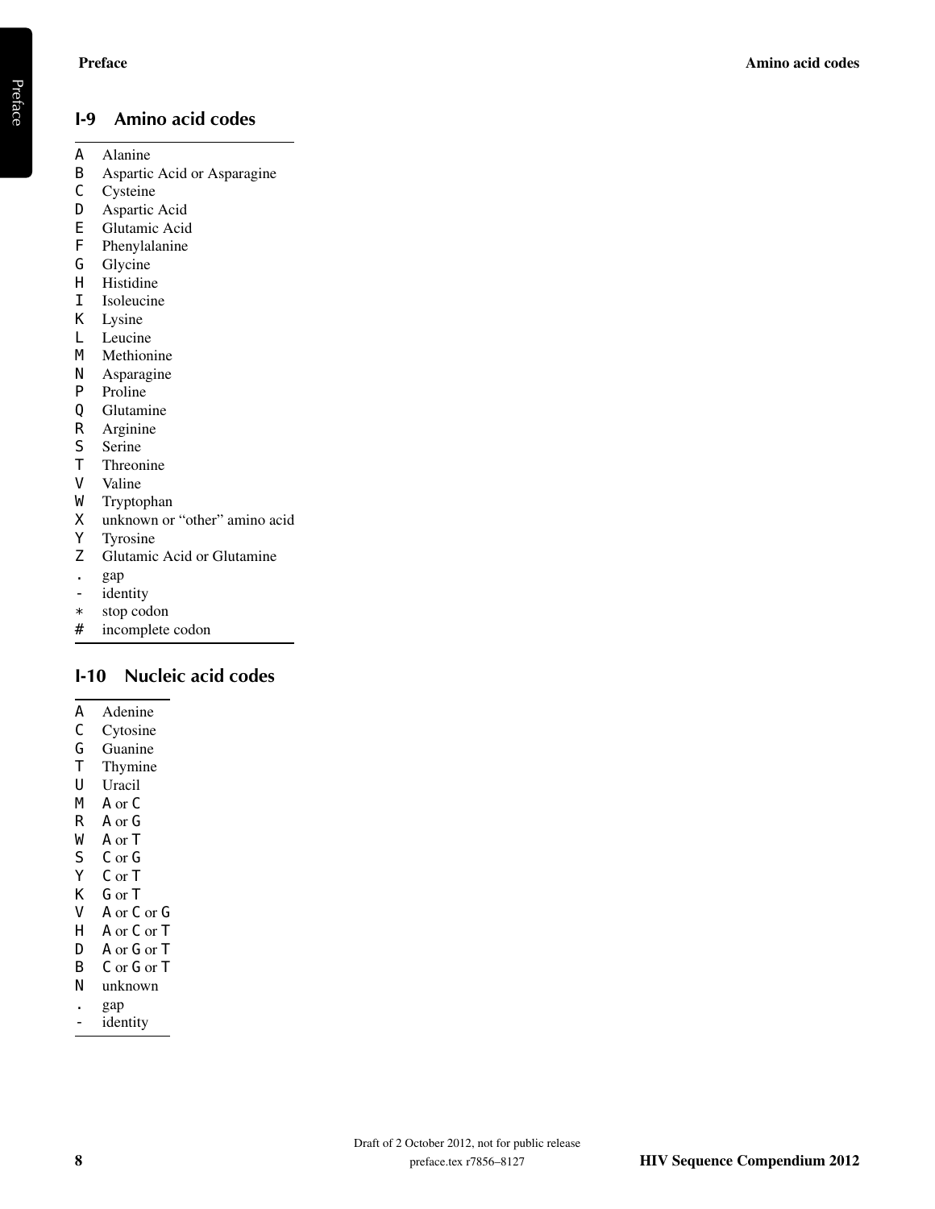## I-9 Amino acid codes

| | |
|---|---|
| A | Alanine |
| B | Aspartic Acid or Asparagine |
| C | Cysteine |
| D | Aspartic Acid |
| E | Glutamic Acid |
| F | Phenylalanine |
| G | Glycine |
| H | Histidine |
| I | Isoleucine |
| K | Lysine |
| L | Leucine |
| M | Methionine |
| N | Asparagine |
| P | Proline |
| Q | Glutamine |
| R | Arginine |
| S | Serine |
| T | Threonine |
| V | Valine |
| W | Tryptophan |
| X | unknown or "other" amino acid |
| Y | Tyrosine |
| Z | Glutamic Acid or Glutamine |
| . | gap |
| - | identity |
| * | stop codon |
| # | incomplete codon |

## I-10 Nucleic acid codes

| | |
|---|---|
| A | Adenine |
| C | Cytosine |
| G | Guanine |
| T | Thymine |
| U | Uracil |
| M | A or C |
| R | A or G |
| W | A or T |
| S | C or G |
| Y | C or T |
| K | G or T |
| V | A or C or G |
| H | A or C or T |
| D | A or G or T |
| B | C or G or T |
| N | unknown |
| . | gap |
| - | identity |

Draft of 2 October 2012, not for public release
preface.tex r7856–8127